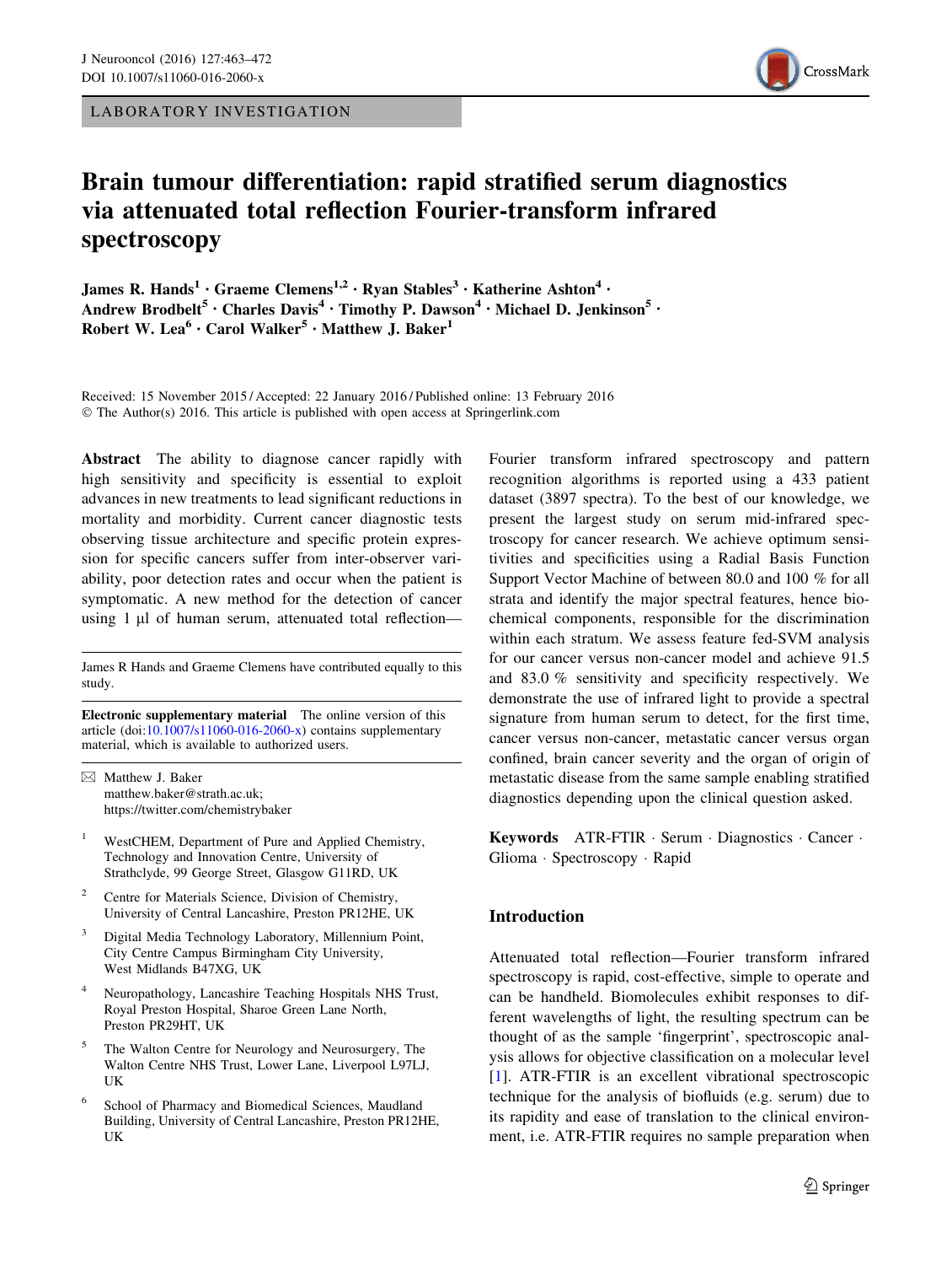LABORATORY INVESTIGATION

# Brain tumour differentiation: rapid stratified serum diagnostics via attenuated total reflection Fourier-transform infrared spectroscopy

**James R. Hands[1] · Graeme Clemens[1,2] · Ryan Stables[3] · Katherine Ashton[4] · Andrew Brodbelt[5] · Charles Davis[4] · Timothy P. Dawson[4] · Michael D. Jenkinson[5] · Robert W. Lea[6] · Carol Walker[5] · Matthew J. Baker[1]**

Received: 15 November 2015 / Accepted: 22 January 2016 / Published online: 13 February 2016
© The Author(s) 2016. This article is published with open access at Springerlink.com

**Abstract** The ability to diagnose cancer rapidly with high sensitivity and specificity is essential to exploit advances in new treatments to lead significant reductions in mortality and morbidity. Current cancer diagnostic tests observing tissue architecture and specific protein expression for specific cancers suffer from inter-observer variability, poor detection rates and occur when the patient is symptomatic. A new method for the detection of cancer using 1 μl of human serum, attenuated total reflection—Fourier transform infrared spectroscopy and pattern recognition algorithms is reported using a 433 patient dataset (3897 spectra). To the best of our knowledge, we present the largest study on serum mid-infrared spectroscopy for cancer research. We achieve optimum sensitivities and specificities using a Radial Basis Function Support Vector Machine of between 80.0 and 100 % for all strata and identify the major spectral features, hence biochemical components, responsible for the discrimination within each stratum. We assess feature fed-SVM analysis for our cancer versus non-cancer model and achieve 91.5 and 83.0 % sensitivity and specificity respectively. We demonstrate the use of infrared light to provide a spectral signature from human serum to detect, for the first time, cancer versus non-cancer, metastatic cancer versus organ confined, brain cancer severity and the organ of origin of metastatic disease from the same sample enabling stratified diagnostics depending upon the clinical question asked.

**Keywords** ATR-FTIR · Serum · Diagnostics · Cancer · Glioma · Spectroscopy · Rapid

James R Hands and Graeme Clemens have contributed equally to this study.

**Electronic supplementary material** The online version of this article (doi:10.1007/s11060-016-2060-x) contains supplementary material, which is available to authorized users.

✉ Matthew J. Baker
matthew.baker@strath.ac.uk;
https://twitter.com/chemistrybaker

[1] WestCHEM, Department of Pure and Applied Chemistry, Technology and Innovation Centre, University of Strathclyde, 99 George Street, Glasgow G11RD, UK

[2] Centre for Materials Science, Division of Chemistry, University of Central Lancashire, Preston PR12HE, UK

[3] Digital Media Technology Laboratory, Millennium Point, City Centre Campus Birmingham City University, West Midlands B47XG, UK

[4] Neuropathology, Lancashire Teaching Hospitals NHS Trust, Royal Preston Hospital, Sharoe Green Lane North, Preston PR29HT, UK

[5] The Walton Centre for Neurology and Neurosurgery, The Walton Centre NHS Trust, Lower Lane, Liverpool L97LJ, UK

[6] School of Pharmacy and Biomedical Sciences, Maudland Building, University of Central Lancashire, Preston PR12HE, UK

## Introduction

Attenuated total reflection—Fourier transform infrared spectroscopy is rapid, cost-effective, simple to operate and can be handheld. Biomolecules exhibit responses to different wavelengths of light, the resulting spectrum can be thought of as the sample 'fingerprint', spectroscopic analysis allows for objective classification on a molecular level [1]. ATR-FTIR is an excellent vibrational spectroscopic technique for the analysis of biofluids (e.g. serum) due to its rapidity and ease of translation to the clinical environment, i.e. ATR-FTIR requires no sample preparation when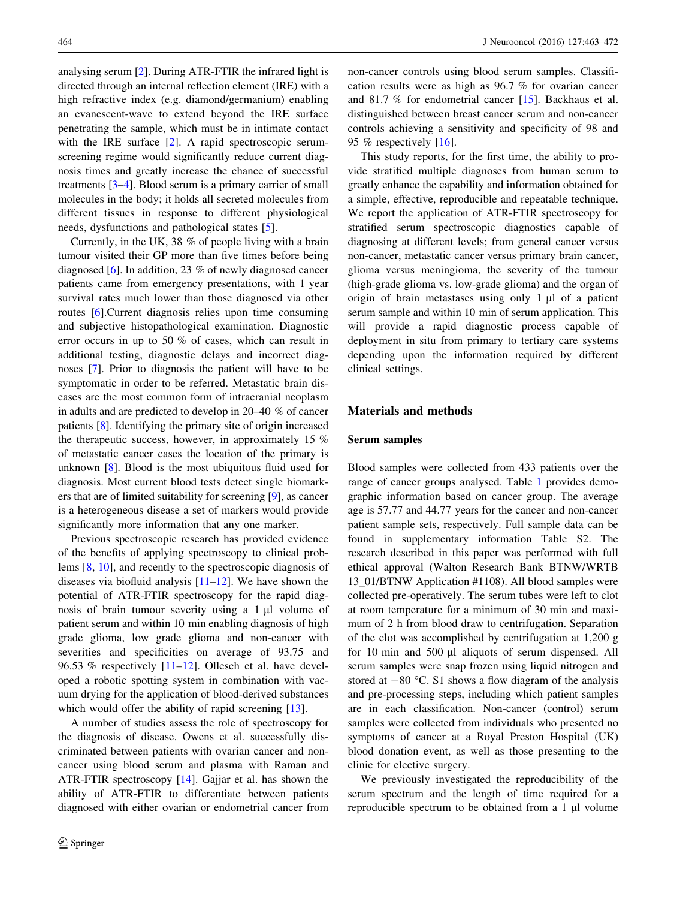analysing serum [2]. During ATR-FTIR the infrared light is directed through an internal reflection element (IRE) with a high refractive index (e.g. diamond/germanium) enabling an evanescent-wave to extend beyond the IRE surface penetrating the sample, which must be in intimate contact with the IRE surface [2]. A rapid spectroscopic serum-screening regime would significantly reduce current diagnosis times and greatly increase the chance of successful treatments [3–4]. Blood serum is a primary carrier of small molecules in the body; it holds all secreted molecules from different tissues in response to different physiological needs, dysfunctions and pathological states [5].

Currently, in the UK, 38 % of people living with a brain tumour visited their GP more than five times before being diagnosed [6]. In addition, 23 % of newly diagnosed cancer patients came from emergency presentations, with 1 year survival rates much lower than those diagnosed via other routes [6].Current diagnosis relies upon time consuming and subjective histopathological examination. Diagnostic error occurs in up to 50 % of cases, which can result in additional testing, diagnostic delays and incorrect diagnoses [7]. Prior to diagnosis the patient will have to be symptomatic in order to be referred. Metastatic brain diseases are the most common form of intracranial neoplasm in adults and are predicted to develop in 20–40 % of cancer patients [8]. Identifying the primary site of origin increased the therapeutic success, however, in approximately 15 % of metastatic cancer cases the location of the primary is unknown [8]. Blood is the most ubiquitous fluid used for diagnosis. Most current blood tests detect single biomarkers that are of limited suitability for screening [9], as cancer is a heterogeneous disease a set of markers would provide significantly more information that any one marker.

Previous spectroscopic research has provided evidence of the benefits of applying spectroscopy to clinical problems [8, 10], and recently to the spectroscopic diagnosis of diseases via biofluid analysis [11–12]. We have shown the potential of ATR-FTIR spectroscopy for the rapid diagnosis of brain tumour severity using a 1 μl volume of patient serum and within 10 min enabling diagnosis of high grade glioma, low grade glioma and non-cancer with severities and specificities on average of 93.75 and 96.53 % respectively [11–12]. Ollesch et al. have developed a robotic spotting system in combination with vacuum drying for the application of blood-derived substances which would offer the ability of rapid screening [13].

A number of studies assess the role of spectroscopy for the diagnosis of disease. Owens et al. successfully discriminated between patients with ovarian cancer and non-cancer using blood serum and plasma with Raman and ATR-FTIR spectroscopy [14]. Gajjar et al. has shown the ability of ATR-FTIR to differentiate between patients diagnosed with either ovarian or endometrial cancer from non-cancer controls using blood serum samples. Classification results were as high as 96.7 % for ovarian cancer and 81.7 % for endometrial cancer [15]. Backhaus et al. distinguished between breast cancer serum and non-cancer controls achieving a sensitivity and specificity of 98 and 95 % respectively [16].

This study reports, for the first time, the ability to provide stratified multiple diagnoses from human serum to greatly enhance the capability and information obtained for a simple, effective, reproducible and repeatable technique. We report the application of ATR-FTIR spectroscopy for stratified serum spectroscopic diagnostics capable of diagnosing at different levels; from general cancer versus non-cancer, metastatic cancer versus primary brain cancer, glioma versus meningioma, the severity of the tumour (high-grade glioma vs. low-grade glioma) and the organ of origin of brain metastases using only 1 μl of a patient serum sample and within 10 min of serum application. This will provide a rapid diagnostic process capable of deployment in situ from primary to tertiary care systems depending upon the information required by different clinical settings.

## Materials and methods

### Serum samples

Blood samples were collected from 433 patients over the range of cancer groups analysed. Table 1 provides demographic information based on cancer group. The average age is 57.77 and 44.77 years for the cancer and non-cancer patient sample sets, respectively. Full sample data can be found in supplementary information Table S2. The research described in this paper was performed with full ethical approval (Walton Research Bank BTNW/WRTB 13_01/BTNW Application #1108). All blood samples were collected pre-operatively. The serum tubes were left to clot at room temperature for a minimum of 30 min and maximum of 2 h from blood draw to centrifugation. Separation of the clot was accomplished by centrifugation at 1,200 g for 10 min and 500 μl aliquots of serum dispensed. All serum samples were snap frozen using liquid nitrogen and stored at −80 °C. S1 shows a flow diagram of the analysis and pre-processing steps, including which patient samples are in each classification. Non-cancer (control) serum samples were collected from individuals who presented no symptoms of cancer at a Royal Preston Hospital (UK) blood donation event, as well as those presenting to the clinic for elective surgery.

We previously investigated the reproducibility of the serum spectrum and the length of time required for a reproducible spectrum to be obtained from a 1 μl volume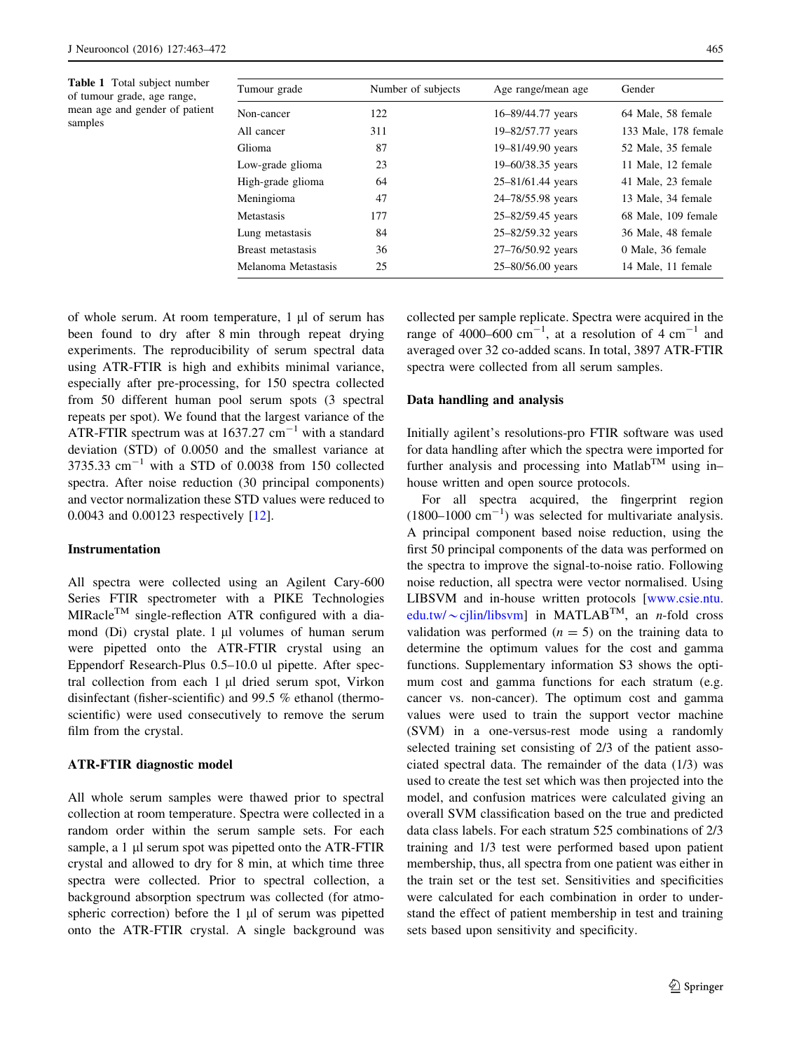**Table 1** Total subject number of tumour grade, age range, mean age and gender of patient samples

| Tumour grade | Number of subjects | Age range/mean age | Gender |
|---|---|---|---|
| Non-cancer | 122 | 16–89/44.77 years | 64 Male, 58 female |
| All cancer | 311 | 19–82/57.77 years | 133 Male, 178 female |
| Glioma | 87 | 19–81/49.90 years | 52 Male, 35 female |
| Low-grade glioma | 23 | 19–60/38.35 years | 11 Male, 12 female |
| High-grade glioma | 64 | 25–81/61.44 years | 41 Male, 23 female |
| Meningioma | 47 | 24–78/55.98 years | 13 Male, 34 female |
| Metastasis | 177 | 25–82/59.45 years | 68 Male, 109 female |
| Lung metastasis | 84 | 25–82/59.32 years | 36 Male, 48 female |
| Breast metastasis | 36 | 27–76/50.92 years | 0 Male, 36 female |
| Melanoma Metastasis | 25 | 25–80/56.00 years | 14 Male, 11 female |

of whole serum. At room temperature, 1 µl of serum has been found to dry after 8 min through repeat drying experiments. The reproducibility of serum spectral data using ATR-FTIR is high and exhibits minimal variance, especially after pre-processing, for 150 spectra collected from 50 different human pool serum spots (3 spectral repeats per spot). We found that the largest variance of the ATR-FTIR spectrum was at 1637.27 $cm^{-1}$ with a standard deviation (STD) of 0.0050 and the smallest variance at 3735.33 $cm^{-1}$ with a STD of 0.0038 from 150 collected spectra. After noise reduction (30 principal components) and vector normalization these STD values were reduced to 0.0043 and 0.00123 respectively [12].

### Instrumentation

All spectra were collected using an Agilent Cary-600 Series FTIR spectrometer with a PIKE Technologies MIRacle™ single-reflection ATR configured with a diamond (Di) crystal plate. 1 µl volumes of human serum were pipetted onto the ATR-FTIR crystal using an Eppendorf Research-Plus 0.5–10.0 ul pipette. After spectral collection from each 1 µl dried serum spot, Virkon disinfectant (fisher-scientific) and 99.5 % ethanol (thermo-scientific) were used consecutively to remove the serum film from the crystal.

### ATR-FTIR diagnostic model

All whole serum samples were thawed prior to spectral collection at room temperature. Spectra were collected in a random order within the serum sample sets. For each sample, a 1 µl serum spot was pipetted onto the ATR-FTIR crystal and allowed to dry for 8 min, at which time three spectra were collected. Prior to spectral collection, a background absorption spectrum was collected (for atmospheric correction) before the 1 µl of serum was pipetted onto the ATR-FTIR crystal. A single background was collected per sample replicate. Spectra were acquired in the range of 4000–600 $cm^{-1}$, at a resolution of 4 $cm^{-1}$ and averaged over 32 co-added scans. In total, 3897 ATR-FTIR spectra were collected from all serum samples.

### Data handling and analysis

Initially agilent's resolutions-pro FTIR software was used for data handling after which the spectra were imported for further analysis and processing into Matlab™ using in–house written and open source protocols.

For all spectra acquired, the fingerprint region (1800–1000 $cm^{-1}$) was selected for multivariate analysis. A principal component based noise reduction, using the first 50 principal components of the data was performed on the spectra to improve the signal-to-noise ratio. Following noise reduction, all spectra were vector normalised. Using LIBSVM and in-house written protocols [www.csie.ntu.edu.tw/~cjlin/libsvm] in MATLAB™, an *n*-fold cross validation was performed ($n = 5$) on the training data to determine the optimum values for the cost and gamma functions. Supplementary information S3 shows the optimum cost and gamma functions for each stratum (e.g. cancer vs. non-cancer). The optimum cost and gamma values were used to train the support vector machine (SVM) in a one-versus-rest mode using a randomly selected training set consisting of 2/3 of the patient associated spectral data. The remainder of the data (1/3) was used to create the test set which was then projected into the model, and confusion matrices were calculated giving an overall SVM classification based on the true and predicted data class labels. For each stratum 525 combinations of 2/3 training and 1/3 test were performed based upon patient membership, thus, all spectra from one patient was either in the train set or the test set. Sensitivities and specificities were calculated for each combination in order to understand the effect of patient membership in test and training sets based upon sensitivity and specificity.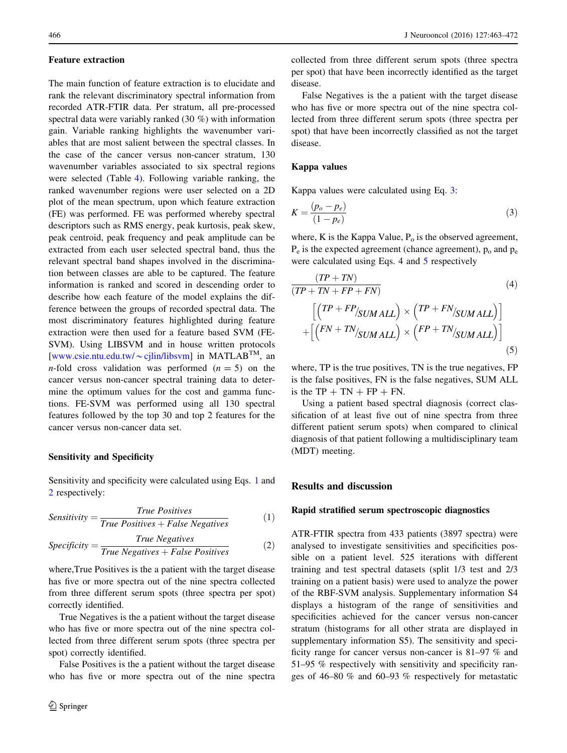### Feature extraction

The main function of feature extraction is to elucidate and rank the relevant discriminatory spectral information from recorded ATR-FTIR data. Per stratum, all pre-processed spectral data were variably ranked (30 %) with information gain. Variable ranking highlights the wavenumber variables that are most salient between the spectral classes. In the case of the cancer versus non-cancer stratum, 130 wavenumber variables associated to six spectral regions were selected (Table 4). Following variable ranking, the ranked wavenumber regions were user selected on a 2D plot of the mean spectrum, upon which feature extraction (FE) was performed. FE was performed whereby spectral descriptors such as RMS energy, peak kurtosis, peak skew, peak centroid, peak frequency and peak amplitude can be extracted from each user selected spectral band, thus the relevant spectral band shapes involved in the discrimination between classes are able to be captured. The feature information is ranked and scored in descending order to describe how each feature of the model explains the difference between the groups of recorded spectral data. The most discriminatory features highlighted during feature extraction were then used for a feature based SVM (FE-SVM). Using LIBSVM and in house written protocols [www.csie.ntu.edu.tw/~cjlin/libsvm] in MATLAB™, an $n$-fold cross validation was performed ($n = 5$) on the cancer versus non-cancer spectral training data to determine the optimum values for the cost and gamma functions. FE-SVM was performed using all 130 spectral features followed by the top 30 and top 2 features for the cancer versus non-cancer data set.

### Sensitivity and Specificity

Sensitivity and specificity were calculated using Eqs. 1 and 2 respectively:

$$Sensitivity = \frac{True\ Positives}{True\ Positives + False\ Negatives} \tag{1}$$

$$Specificity = \frac{True\ Negatives}{True\ Negatives + False\ Positives} \tag{2}$$

where,True Positives is the a patient with the target disease has five or more spectra out of the nine spectra collected from three different serum spots (three spectra per spot) correctly identified.

True Negatives is the a patient without the target disease who has five or more spectra out of the nine spectra collected from three different serum spots (three spectra per spot) correctly identified.

False Positives is the a patient without the target disease who has five or more spectra out of the nine spectra collected from three different serum spots (three spectra per spot) that have been incorrectly identified as the target disease.

False Negatives is the a patient with the target disease who has five or more spectra out of the nine spectra collected from three different serum spots (three spectra per spot) that have been incorrectly classified as not the target disease.

### Kappa values

Kappa values were calculated using Eq. 3:

$$K = \frac{(p_o - p_e)}{(1 - p_e)} \tag{3}$$

where, K is the Kappa Value, $P_o$ is the observed agreement, $P_e$ is the expected agreement (chance agreement), $p_o$ and $p_e$ were calculated using Eqs. 4 and 5 respectively

$$\frac{(TP + TN)}{(TP + TN + FP + FN)} \tag{4}$$

$$\left[\left(TP + FP/_{SUM\ ALL}\right) \times \left(TP + FN/_{SUM\ ALL}\right)\right] + \left[\left(FN + TN/_{SUM\ ALL}\right) \times \left(FP + TN/_{SUM\ ALL}\right)\right] \tag{5}$$

where, TP is the true positives, TN is the true negatives, FP is the false positives, FN is the false negatives, SUM ALL is the TP + TN + FP + FN.

Using a patient based spectral diagnosis (correct classification of at least five out of nine spectra from three different patient serum spots) when compared to clinical diagnosis of that patient following a multidisciplinary team (MDT) meeting.

## Results and discussion

### Rapid stratified serum spectroscopic diagnostics

ATR-FTIR spectra from 433 patients (3897 spectra) were analysed to investigate sensitivities and specificities possible on a patient level. 525 iterations with different training and test spectral datasets (split 1/3 test and 2/3 training on a patient basis) were used to analyze the power of the RBF-SVM analysis. Supplementary information S4 displays a histogram of the range of sensitivities and specificities achieved for the cancer versus non-cancer stratum (histograms for all other strata are displayed in supplementary information S5). The sensitivity and specificity range for cancer versus non-cancer is 81–97 % and 51–95 % respectively with sensitivity and specificity ranges of 46–80 % and 60–93 % respectively for metastatic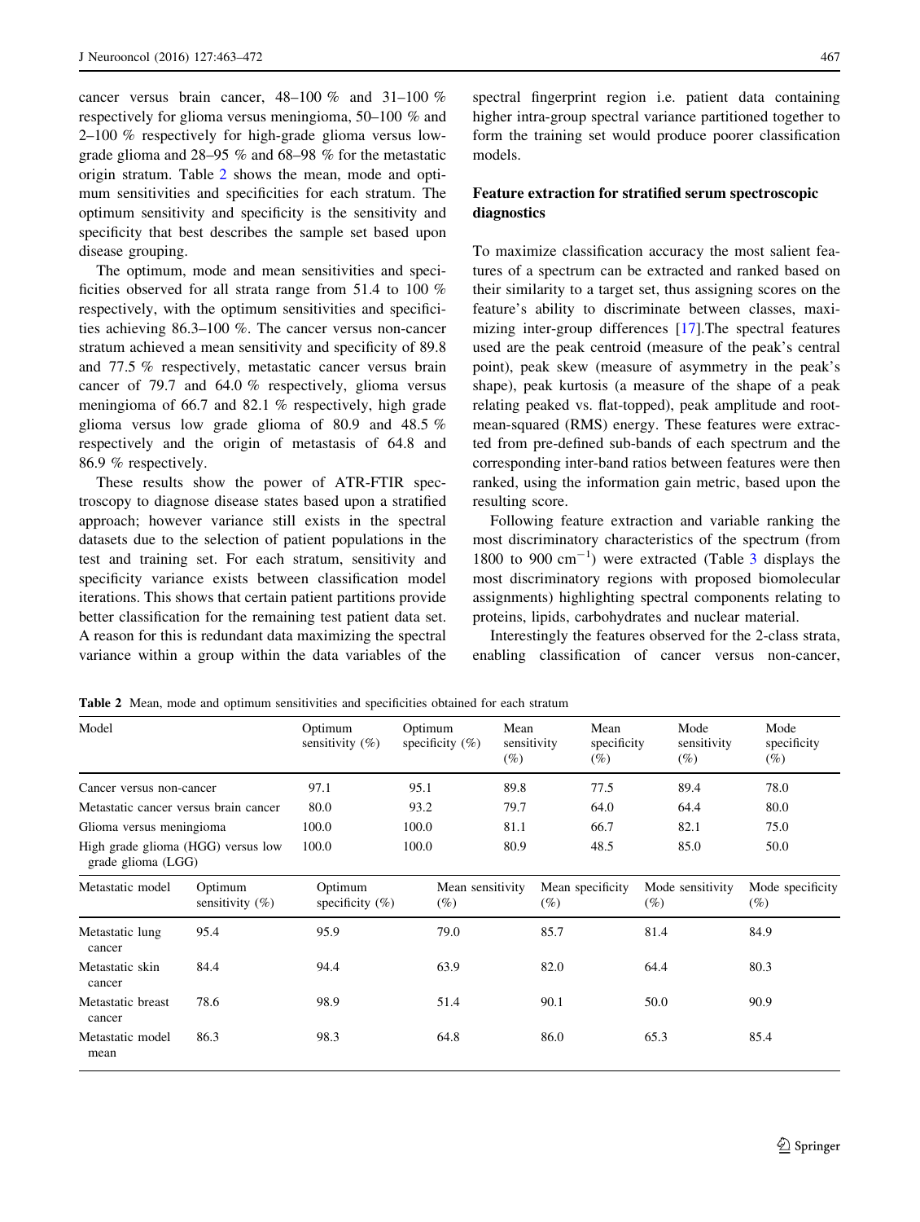cancer versus brain cancer, 48–100 % and 31–100 % respectively for glioma versus meningioma, 50–100 % and 2–100 % respectively for high-grade glioma versus low-grade glioma and 28–95 % and 68–98 % for the metastatic origin stratum. Table 2 shows the mean, mode and optimum sensitivities and specificities for each stratum. The optimum sensitivity and specificity is the sensitivity and specificity that best describes the sample set based upon disease grouping.

The optimum, mode and mean sensitivities and specificities observed for all strata range from 51.4 to 100 % respectively, with the optimum sensitivities and specificities achieving 86.3–100 %. The cancer versus non-cancer stratum achieved a mean sensitivity and specificity of 89.8 and 77.5 % respectively, metastatic cancer versus brain cancer of 79.7 and 64.0 % respectively, glioma versus meningioma of 66.7 and 82.1 % respectively, high grade glioma versus low grade glioma of 80.9 and 48.5 % respectively and the origin of metastasis of 64.8 and 86.9 % respectively.

These results show the power of ATR-FTIR spectroscopy to diagnose disease states based upon a stratified approach; however variance still exists in the spectral datasets due to the selection of patient populations in the test and training set. For each stratum, sensitivity and specificity variance exists between classification model iterations. This shows that certain patient partitions provide better classification for the remaining test patient data set. A reason for this is redundant data maximizing the spectral variance within a group within the data variables of the spectral fingerprint region i.e. patient data containing higher intra-group spectral variance partitioned together to form the training set would produce poorer classification models.

## Feature extraction for stratified serum spectroscopic diagnostics

To maximize classification accuracy the most salient features of a spectrum can be extracted and ranked based on their similarity to a target set, thus assigning scores on the feature's ability to discriminate between classes, maximizing inter-group differences [17].The spectral features used are the peak centroid (measure of the peak's central point), peak skew (measure of asymmetry in the peak's shape), peak kurtosis (a measure of the shape of a peak relating peaked vs. flat-topped), peak amplitude and root-mean-squared (RMS) energy. These features were extracted from pre-defined sub-bands of each spectrum and the corresponding inter-band ratios between features were then ranked, using the information gain metric, based upon the resulting score.

Following feature extraction and variable ranking the most discriminatory characteristics of the spectrum (from 1800 to 900 $cm^{-1}$) were extracted (Table 3 displays the most discriminatory regions with proposed biomolecular assignments) highlighting spectral components relating to proteins, lipids, carbohydrates and nuclear material.

Interestingly the features observed for the 2-class strata, enabling classification of cancer versus non-cancer,

**Table 2** Mean, mode and optimum sensitivities and specificities obtained for each stratum

| Model | Optimum sensitivity (%) | Optimum specificity (%) | Mean sensitivity (%) | Mean specificity (%) | Mode sensitivity (%) | Mode specificity (%) |
|---|---|---|---|---|---|---|
| Cancer versus non-cancer | 97.1 | 95.1 | 89.8 | 77.5 | 89.4 | 78.0 |
| Metastatic cancer versus brain cancer | 80.0 | 93.2 | 79.7 | 64.0 | 64.4 | 80.0 |
| Glioma versus meningioma | 100.0 | 100.0 | 81.1 | 66.7 | 82.1 | 75.0 |
| High grade glioma (HGG) versus low grade glioma (LGG) | 100.0 | 100.0 | 80.9 | 48.5 | 85.0 | 50.0 |
| **Metastatic model** | **Optimum sensitivity (%)** | **Optimum specificity (%)** | **Mean sensitivity (%)** | **Mean specificity (%)** | **Mode sensitivity (%)** | **Mode specificity (%)** |
| Metastatic lung cancer | 95.4 | 95.9 | 79.0 | 85.7 | 81.4 | 84.9 |
| Metastatic skin cancer | 84.4 | 94.4 | 63.9 | 82.0 | 64.4 | 80.3 |
| Metastatic breast cancer | 78.6 | 98.9 | 51.4 | 90.1 | 50.0 | 90.9 |
| Metastatic model mean | 86.3 | 98.3 | 64.8 | 86.0 | 65.3 | 85.4 |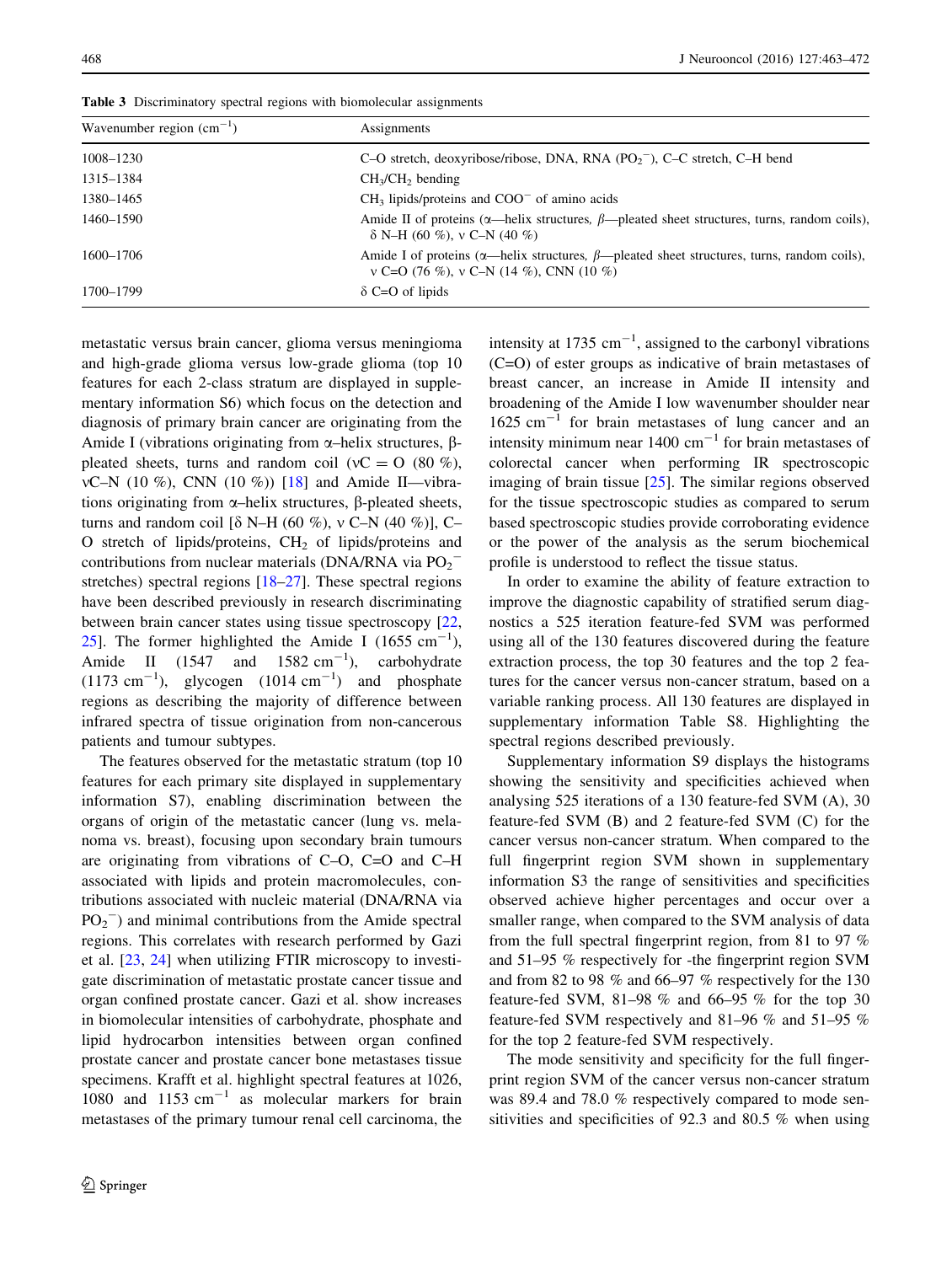**Table 3** Discriminatory spectral regions with biomolecular assignments

| Wavenumber region ($cm^{-1}$) | Assignments |
|---|---|
| 1008–1230 | C–O stretch, deoxyribose/ribose, DNA, RNA ($PO_2^-$), C–C stretch, C–H bend |
| 1315–1384 | $CH_3$/$CH_2$ bending |
| 1380–1465 | $CH_3$ lipids/proteins and $COO^-$ of amino acids |
| 1460–1590 | Amide II of proteins (α—helix structures, β—pleated sheet structures, turns, random coils), δ N–H (60 %), ν C–N (40 %) |
| 1600–1706 | Amide I of proteins (α—helix structures, β—pleated sheet structures, turns, random coils), ν C=O (76 %), ν C–N (14 %), CNN (10 %) |
| 1700–1799 | δ C=O of lipids |

metastatic versus brain cancer, glioma versus meningioma and high-grade glioma versus low-grade glioma (top 10 features for each 2-class stratum are displayed in supplementary information S6) which focus on the detection and diagnosis of primary brain cancer are originating from the Amide I (vibrations originating from α–helix structures, β-pleated sheets, turns and random coil (νC = O (80 %), νC–N (10 %), CNN (10 %)) [18] and Amide II—vibrations originating from α–helix structures, β-pleated sheets, turns and random coil [δ N–H (60 %), ν C–N (40 %)], C–O stretch of lipids/proteins, $CH_2$ of lipids/proteins and contributions from nuclear materials (DNA/RNA via $PO_2^-$ stretches) spectral regions [18–27]. These spectral regions have been described previously in research discriminating between brain cancer states using tissue spectroscopy [22, 25]. The former highlighted the Amide I (1655 $cm^{-1}$), Amide II (1547 and 1582 $cm^{-1}$), carbohydrate (1173 $cm^{-1}$), glycogen (1014 $cm^{-1}$) and phosphate regions as describing the majority of difference between infrared spectra of tissue origination from non-cancerous patients and tumour subtypes.

The features observed for the metastatic stratum (top 10 features for each primary site displayed in supplementary information S7), enabling discrimination between the organs of origin of the metastatic cancer (lung vs. melanoma vs. breast), focusing upon secondary brain tumours are originating from vibrations of C–O, C=O and C–H associated with lipids and protein macromolecules, contributions associated with nucleic material (DNA/RNA via $PO_2^-$) and minimal contributions from the Amide spectral regions. This correlates with research performed by Gazi et al. [23, 24] when utilizing FTIR microscopy to investigate discrimination of metastatic prostate cancer tissue and organ confined prostate cancer. Gazi et al. show increases in biomolecular intensities of carbohydrate, phosphate and lipid hydrocarbon intensities between organ confined prostate cancer and prostate cancer bone metastases tissue specimens. Krafft et al. highlight spectral features at 1026, 1080 and 1153 $cm^{-1}$ as molecular markers for brain metastases of the primary tumour renal cell carcinoma, the intensity at 1735 $cm^{-1}$, assigned to the carbonyl vibrations (C=O) of ester groups as indicative of brain metastases of breast cancer, an increase in Amide II intensity and broadening of the Amide I low wavenumber shoulder near 1625 $cm^{-1}$ for brain metastases of lung cancer and an intensity minimum near 1400 $cm^{-1}$ for brain metastases of colorectal cancer when performing IR spectroscopic imaging of brain tissue [25]. The similar regions observed for the tissue spectroscopic studies as compared to serum based spectroscopic studies provide corroborating evidence or the power of the analysis as the serum biochemical profile is understood to reflect the tissue status.

In order to examine the ability of feature extraction to improve the diagnostic capability of stratified serum diagnostics a 525 iteration feature-fed SVM was performed using all of the 130 features discovered during the feature extraction process, the top 30 features and the top 2 features for the cancer versus non-cancer stratum, based on a variable ranking process. All 130 features are displayed in supplementary information Table S8. Highlighting the spectral regions described previously.

Supplementary information S9 displays the histograms showing the sensitivity and specificities achieved when analysing 525 iterations of a 130 feature-fed SVM (A), 30 feature-fed SVM (B) and 2 feature-fed SVM (C) for the cancer versus non-cancer stratum. When compared to the full fingerprint region SVM shown in supplementary information S3 the range of sensitivities and specificities observed achieve higher percentages and occur over a smaller range, when compared to the SVM analysis of data from the full spectral fingerprint region, from 81 to 97 % and 51–95 % respectively for -the fingerprint region SVM and from 82 to 98 % and 66–97 % respectively for the 130 feature-fed SVM, 81–98 % and 66–95 % for the top 30 feature-fed SVM respectively and 81–96 % and 51–95 % for the top 2 feature-fed SVM respectively.

The mode sensitivity and specificity for the full fingerprint region SVM of the cancer versus non-cancer stratum was 89.4 and 78.0 % respectively compared to mode sensitivities and specificities of 92.3 and 80.5 % when using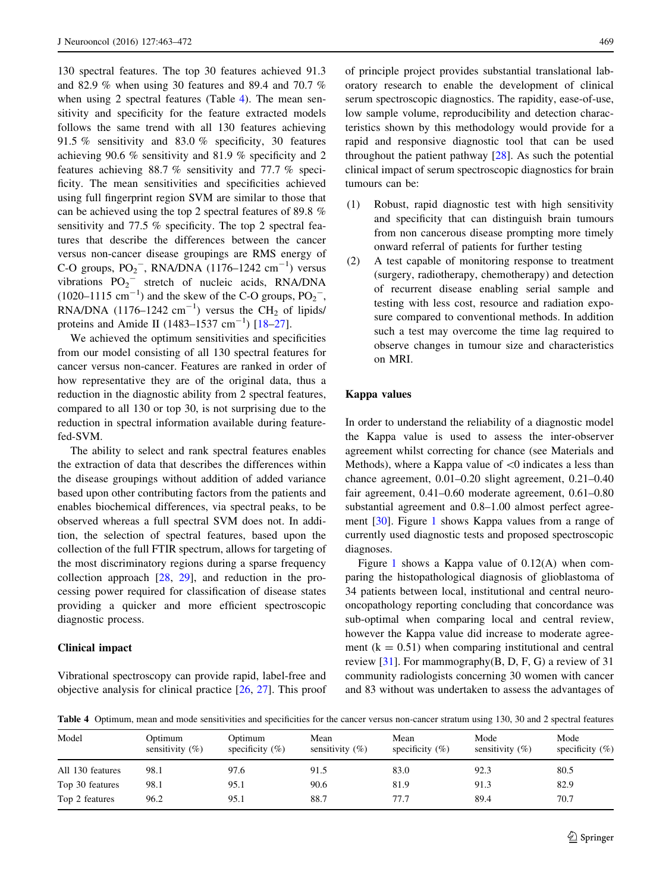130 spectral features. The top 30 features achieved 91.3 and 82.9 % when using 30 features and 89.4 and 70.7 % when using 2 spectral features (Table 4). The mean sensitivity and specificity for the feature extracted models follows the same trend with all 130 features achieving 91.5 % sensitivity and 83.0 % specificity, 30 features achieving 90.6 % sensitivity and 81.9 % specificity and 2 features achieving 88.7 % sensitivity and 77.7 % specificity. The mean sensitivities and specificities achieved using full fingerprint region SVM are similar to those that can be achieved using the top 2 spectral features of 89.8 % sensitivity and 77.5 % specificity. The top 2 spectral features that describe the differences between the cancer versus non-cancer disease groupings are RMS energy of C-O groups, $PO_2^-$, RNA/DNA (1176–1242 $cm^{-1}$) versus vibrations $PO_2^-$ stretch of nucleic acids, RNA/DNA (1020–1115 $cm^{-1}$) and the skew of the C-O groups, $PO_2^-$, RNA/DNA (1176–1242 $cm^{-1}$) versus the $CH_2$ of lipids/proteins and Amide II (1483–1537 $cm^{-1}$) [18–27].

We achieved the optimum sensitivities and specificities from our model consisting of all 130 spectral features for cancer versus non-cancer. Features are ranked in order of how representative they are of the original data, thus a reduction in the diagnostic ability from 2 spectral features, compared to all 130 or top 30, is not surprising due to the reduction in spectral information available during feature-fed-SVM.

The ability to select and rank spectral features enables the extraction of data that describes the differences within the disease groupings without addition of added variance based upon other contributing factors from the patients and enables biochemical differences, via spectral peaks, to be observed whereas a full spectral SVM does not. In addition, the selection of spectral features, based upon the collection of the full FTIR spectrum, allows for targeting of the most discriminatory regions during a sparse frequency collection approach [28, 29], and reduction in the processing power required for classification of disease states providing a quicker and more efficient spectroscopic diagnostic process.

### Clinical impact

Vibrational spectroscopy can provide rapid, label-free and objective analysis for clinical practice [26, 27]. This proof of principle project provides substantial translational laboratory research to enable the development of clinical serum spectroscopic diagnostics. The rapidity, ease-of-use, low sample volume, reproducibility and detection characteristics shown by this methodology would provide for a rapid and responsive diagnostic tool that can be used throughout the patient pathway [28]. As such the potential clinical impact of serum spectroscopic diagnostics for brain tumours can be:

1. Robust, rapid diagnostic test with high sensitivity and specificity that can distinguish brain tumours from non cancerous disease prompting more timely onward referral of patients for further testing
2. A test capable of monitoring response to treatment (surgery, radiotherapy, chemotherapy) and detection of recurrent disease enabling serial sample and testing with less cost, resource and radiation exposure compared to conventional methods. In addition such a test may overcome the time lag required to observe changes in tumour size and characteristics on MRI.

### Kappa values

In order to understand the reliability of a diagnostic model the Kappa value is used to assess the inter-observer agreement whilst correcting for chance (see Materials and Methods), where a Kappa value of <0 indicates a less than chance agreement, 0.01–0.20 slight agreement, 0.21–0.40 fair agreement, 0.41–0.60 moderate agreement, 0.61–0.80 substantial agreement and 0.8–1.00 almost perfect agreement [30]. Figure 1 shows Kappa values from a range of currently used diagnostic tests and proposed spectroscopic diagnoses.

Figure 1 shows a Kappa value of 0.12(A) when comparing the histopathological diagnosis of glioblastoma of 34 patients between local, institutional and central neuro-oncopathology reporting concluding that concordance was sub-optimal when comparing local and central review, however the Kappa value did increase to moderate agreement (k = 0.51) when comparing institutional and central review [31]. For mammography(B, D, F, G) a review of 31 community radiologists concerning 30 women with cancer and 83 without was undertaken to assess the advantages of

**Table 4** Optimum, mean and mode sensitivities and specificities for the cancer versus non-cancer stratum using 130, 30 and 2 spectral features

| Model | Optimum sensitivity (%) | Optimum specificity (%) | Mean sensitivity (%) | Mean specificity (%) | Mode sensitivity (%) | Mode specificity (%) |
|---|---|---|---|---|---|---|
| All 130 features | 98.1 | 97.6 | 91.5 | 83.0 | 92.3 | 80.5 |
| Top 30 features | 98.1 | 95.1 | 90.6 | 81.9 | 91.3 | 82.9 |
| Top 2 features | 96.2 | 95.1 | 88.7 | 77.7 | 89.4 | 70.7 |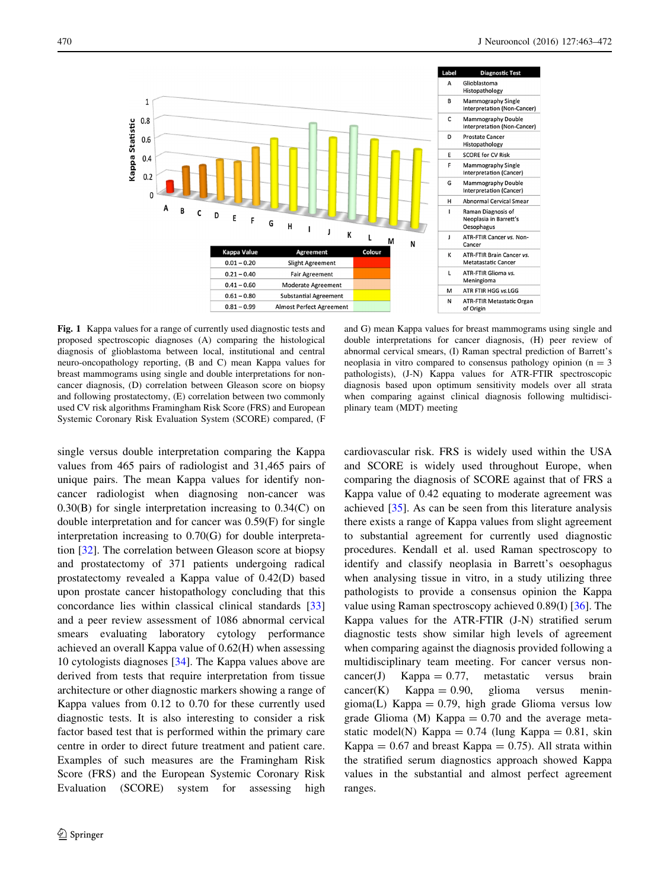| Label | Diagnostic Test |
|---|---|
| A | Glioblastoma Histopathology |
| B | Mammography Single Interpretation (Non-Cancer) |
| C | Mammography Double Interpretation (Non-Cancer) |
| D | Prostate Cancer Histopathology |
| E | SCORE for CV Risk |
| F | Mammography Single Interpretation (Cancer) |
| G | Mammography Double Interpretation (Cancer) |
| H | Abnormal Cervical Smear |
| I | Raman Diagnosis of Neoplasia in Barrett's Oesophagus |
| J | ATR-FTIR Cancer *vs.* Non-Cancer |
| K | ATR-FTIR Brain Cancer *vs.* Metatastatic Cancer |
| L | ATR-FTIR Glioma *vs.* Meningioma |
| M | ATR FTIR HGG *vs.*LGG |
| N | ATR-FTIR Metastatic Organ of Origin |

| Kappa Value | Agreement | Colour |
|---|---|---|
| 0.01 – 0.20 | Slight Agreement | |
| 0.21 – 0.40 | Fair Agreement | |
| 0.41 – 0.60 | Moderate Agreement | |
| 0.61 – 0.80 | Substantial Agreement | |
| 0.81 – 0.99 | Almost Perfect Agreement | |

**Fig. 1** Kappa values for a range of currently used diagnostic tests and proposed spectroscopic diagnoses (A) comparing the histological diagnosis of glioblastoma between local, institutional and central neuro-oncopathology reporting, (B and C) mean Kappa values for breast mammograms using single and double interpretations for non-cancer diagnosis, (D) correlation between Gleason score on biopsy and following prostatectomy, (E) correlation between two commonly used CV risk algorithms Framingham Risk Score (FRS) and European Systemic Coronary Risk Evaluation System (SCORE) compared, (F and G) mean Kappa values for breast mammograms using single and double interpretations for cancer diagnosis, (H) peer review of abnormal cervical smears, (I) Raman spectral prediction of Barrett's neoplasia in vitro compared to consensus pathology opinion (n = 3 pathologists), (J-N) Kappa values for ATR-FTIR spectroscopic diagnosis based upon optimum sensitivity models over all strata when comparing against clinical diagnosis following multidisciplinary team (MDT) meeting

single versus double interpretation comparing the Kappa values from 465 pairs of radiologist and 31,465 pairs of unique pairs. The mean Kappa values for identify non-cancer radiologist when diagnosing non-cancer was 0.30(B) for single interpretation increasing to 0.34(C) on double interpretation and for cancer was 0.59(F) for single interpretation increasing to 0.70(G) for double interpretation [32]. The correlation between Gleason score at biopsy and prostatectomy of 371 patients undergoing radical prostatectomy revealed a Kappa value of 0.42(D) based upon prostate cancer histopathology concluding that this concordance lies within classical clinical standards [33] and a peer review assessment of 1086 abnormal cervical smears evaluating laboratory cytology performance achieved an overall Kappa value of 0.62(H) when assessing 10 cytologists diagnoses [34]. The Kappa values above are derived from tests that require interpretation from tissue architecture or other diagnostic markers showing a range of Kappa values from 0.12 to 0.70 for these currently used diagnostic tests. It is also interesting to consider a risk factor based test that is performed within the primary care centre in order to direct future treatment and patient care. Examples of such measures are the Framingham Risk Score (FRS) and the European Systemic Coronary Risk Evaluation (SCORE) system for assessing high cardiovascular risk. FRS is widely used within the USA and SCORE is widely used throughout Europe, when comparing the diagnosis of SCORE against that of FRS a Kappa value of 0.42 equating to moderate agreement was achieved [35]. As can be seen from this literature analysis there exists a range of Kappa values from slight agreement to substantial agreement for currently used diagnostic procedures. Kendall et al. used Raman spectroscopy to identify and classify neoplasia in Barrett's oesophagus when analysing tissue in vitro, in a study utilizing three pathologists to provide a consensus opinion the Kappa value using Raman spectroscopy achieved 0.89(I) [36]. The Kappa values for the ATR-FTIR (J-N) stratified serum diagnostic tests show similar high levels of agreement when comparing against the diagnosis provided following a multidisciplinary team meeting. For cancer versus non-cancer(J) Kappa = 0.77, metastatic versus brain cancer(K) Kappa = 0.90, glioma versus meningioma(L) Kappa = 0.79, high grade Glioma versus low grade Glioma (M) Kappa = 0.70 and the average metastatic model(N) Kappa = 0.74 (lung Kappa = 0.81, skin Kappa = 0.67 and breast Kappa = 0.75). All strata within the stratified serum diagnostics approach showed Kappa values in the substantial and almost perfect agreement ranges.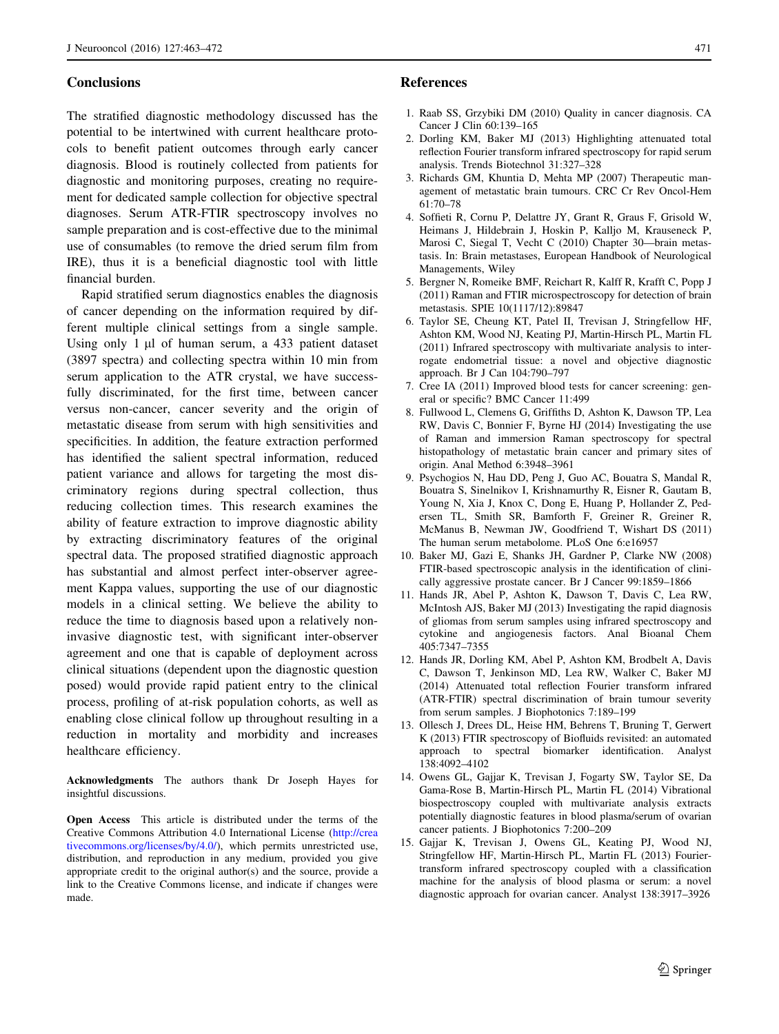## Conclusions

The stratified diagnostic methodology discussed has the potential to be intertwined with current healthcare protocols to benefit patient outcomes through early cancer diagnosis. Blood is routinely collected from patients for diagnostic and monitoring purposes, creating no requirement for dedicated sample collection for objective spectral diagnoses. Serum ATR-FTIR spectroscopy involves no sample preparation and is cost-effective due to the minimal use of consumables (to remove the dried serum film from IRE), thus it is a beneficial diagnostic tool with little financial burden.

Rapid stratified serum diagnostics enables the diagnosis of cancer depending on the information required by different multiple clinical settings from a single sample. Using only 1 μl of human serum, a 433 patient dataset (3897 spectra) and collecting spectra within 10 min from serum application to the ATR crystal, we have successfully discriminated, for the first time, between cancer versus non-cancer, cancer severity and the origin of metastatic disease from serum with high sensitivities and specificities. In addition, the feature extraction performed has identified the salient spectral information, reduced patient variance and allows for targeting the most discriminatory regions during spectral collection, thus reducing collection times. This research examines the ability of feature extraction to improve diagnostic ability by extracting discriminatory features of the original spectral data. The proposed stratified diagnostic approach has substantial and almost perfect inter-observer agreement Kappa values, supporting the use of our diagnostic models in a clinical setting. We believe the ability to reduce the time to diagnosis based upon a relatively non-invasive diagnostic test, with significant inter-observer agreement and one that is capable of deployment across clinical situations (dependent upon the diagnostic question posed) would provide rapid patient entry to the clinical process, profiling of at-risk population cohorts, as well as enabling close clinical follow up throughout resulting in a reduction in mortality and morbidity and increases healthcare efficiency.

**Acknowledgments** The authors thank Dr Joseph Hayes for insightful discussions.

**Open Access** This article is distributed under the terms of the Creative Commons Attribution 4.0 International License (http://creativecommons.org/licenses/by/4.0/), which permits unrestricted use, distribution, and reproduction in any medium, provided you give appropriate credit to the original author(s) and the source, provide a link to the Creative Commons license, and indicate if changes were made.

## References

1. Raab SS, Grzybiki DM (2010) Quality in cancer diagnosis. CA Cancer J Clin 60:139–165
2. Dorling KM, Baker MJ (2013) Highlighting attenuated total reflection Fourier transform infrared spectroscopy for rapid serum analysis. Trends Biotechnol 31:327–328
3. Richards GM, Khuntia D, Mehta MP (2007) Therapeutic management of metastatic brain tumours. CRC Cr Rev Oncol-Hem 61:70–78
4. Soffieti R, Cornu P, Delattre JY, Grant R, Graus F, Grisold W, Heimans J, Hildebrain J, Hoskin P, Kalljo M, Krauseneck P, Marosi C, Siegal T, Vecht C (2010) Chapter 30—brain metastasis. In: Brain metastases, European Handbook of Neurological Managements, Wiley
5. Bergner N, Romeike BMF, Reichart R, Kalff R, Krafft C, Popp J (2011) Raman and FTIR microspectroscopy for detection of brain metastasis. SPIE 10(1117/12):89847
6. Taylor SE, Cheung KT, Patel II, Trevisan J, Stringfellow HF, Ashton KM, Wood NJ, Keating PJ, Martin-Hirsch PL, Martin FL (2011) Infrared spectroscopy with multivariate analysis to interrogate endometrial tissue: a novel and objective diagnostic approach. Br J Can 104:790–797
7. Cree IA (2011) Improved blood tests for cancer screening: general or specific? BMC Cancer 11:499
8. Fullwood L, Clemens G, Griffiths D, Ashton K, Dawson TP, Lea RW, Davis C, Bonnier F, Byrne HJ (2014) Investigating the use of Raman and immersion Raman spectroscopy for spectral histopathology of metastatic brain cancer and primary sites of origin. Anal Method 6:3948–3961
9. Psychogios N, Hau DD, Peng J, Guo AC, Bouatra S, Mandal R, Bouatra S, Sinelnikov I, Krishnamurthy R, Eisner R, Gautam B, Young N, Xia J, Knox C, Dong E, Huang P, Hollander Z, Pedersen TL, Smith SR, Bamforth F, Greiner R, Greiner R, McManus B, Newman JW, Goodfriend T, Wishart DS (2011) The human serum metabolome. PLoS One 6:e16957
10. Baker MJ, Gazi E, Shanks JH, Gardner P, Clarke NW (2008) FTIR-based spectroscopic analysis in the identification of clinically aggressive prostate cancer. Br J Cancer 99:1859–1866
11. Hands JR, Abel P, Ashton K, Dawson T, Davis C, Lea RW, McIntosh AJS, Baker MJ (2013) Investigating the rapid diagnosis of gliomas from serum samples using infrared spectroscopy and cytokine and angiogenesis factors. Anal Bioanal Chem 405:7347–7355
12. Hands JR, Dorling KM, Abel P, Ashton KM, Brodbelt A, Davis C, Dawson T, Jenkinson MD, Lea RW, Walker C, Baker MJ (2014) Attenuated total reflection Fourier transform infrared (ATR-FTIR) spectral discrimination of brain tumour severity from serum samples. J Biophotonics 7:189–199
13. Ollesch J, Drees DL, Heise HM, Behrens T, Bruning T, Gerwert K (2013) FTIR spectroscopy of Biofluids revisited: an automated approach to spectral biomarker identification. Analyst 138:4092–4102
14. Owens GL, Gajjar K, Trevisan J, Fogarty SW, Taylor SE, Da Gama-Rose B, Martin-Hirsch PL, Martin FL (2014) Vibrational biospectroscopy coupled with multivariate analysis extracts potentially diagnostic features in blood plasma/serum of ovarian cancer patients. J Biophotonics 7:200–209
15. Gajjar K, Trevisan J, Owens GL, Keating PJ, Wood NJ, Stringfellow HF, Martin-Hirsch PL, Martin FL (2013) Fourier-transform infrared spectroscopy coupled with a classification machine for the analysis of blood plasma or serum: a novel diagnostic approach for ovarian cancer. Analyst 138:3917–3926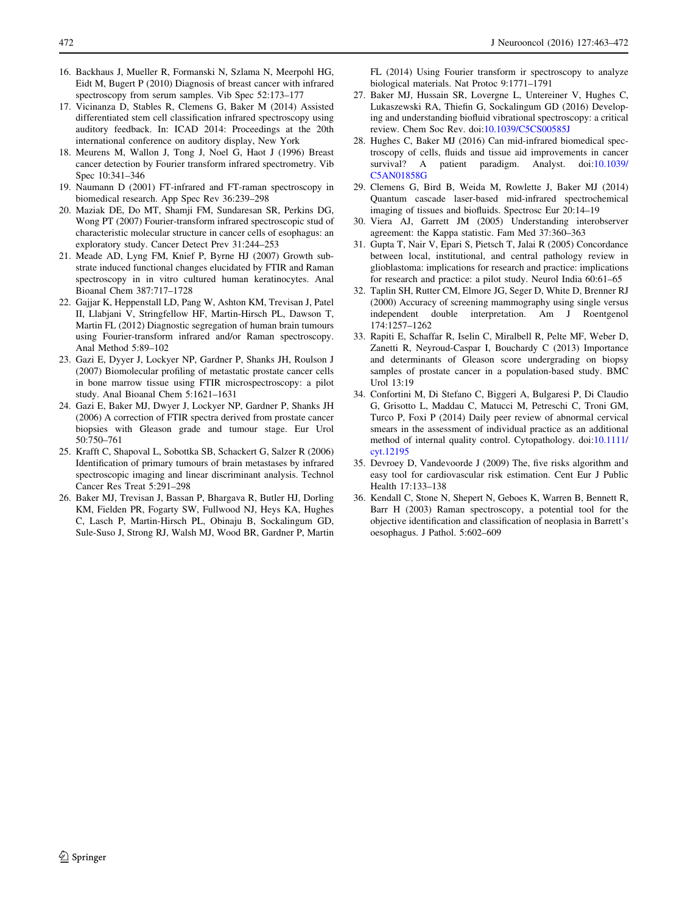16. Backhaus J, Mueller R, Formanski N, Szlama N, Meerpohl HG, Eidt M, Bugert P (2010) Diagnosis of breast cancer with infrared spectroscopy from serum samples. Vib Spec 52:173–177
17. Vicinanza D, Stables R, Clemens G, Baker M (2014) Assisted differentiated stem cell classification infrared spectroscopy using auditory feedback. In: ICAD 2014: Proceedings at the 20th international conference on auditory display, New York
18. Meurens M, Wallon J, Tong J, Noel G, Haot J (1996) Breast cancer detection by Fourier transform infrared spectrometry. Vib Spec 10:341–346
19. Naumann D (2001) FT-infrared and FT-raman spectroscopy in biomedical research. App Spec Rev 36:239–298
20. Maziak DE, Do MT, Shamji FM, Sundaresan SR, Perkins DG, Wong PT (2007) Fourier-transform infrared spectroscopic stud of characteristic molecular structure in cancer cells of esophagus: an exploratory study. Cancer Detect Prev 31:244–253
21. Meade AD, Lyng FM, Knief P, Byrne HJ (2007) Growth substrate induced functional changes elucidated by FTIR and Raman spectroscopy in in vitro cultured human keratinocytes. Anal Bioanal Chem 387:717–1728
22. Gajjar K, Heppenstall LD, Pang W, Ashton KM, Trevisan J, Patel II, Llabjani V, Stringfellow HF, Martin-Hirsch PL, Dawson T, Martin FL (2012) Diagnostic segregation of human brain tumours using Fourier-transform infrared and/or Raman spectroscopy. Anal Method 5:89–102
23. Gazi E, Dyyer J, Lockyer NP, Gardner P, Shanks JH, Roulson J (2007) Biomolecular profiling of metastatic prostate cancer cells in bone marrow tissue using FTIR microspectroscopy: a pilot study. Anal Bioanal Chem 5:1621–1631
24. Gazi E, Baker MJ, Dwyer J, Lockyer NP, Gardner P, Shanks JH (2006) A correction of FTIR spectra derived from prostate cancer biopsies with Gleason grade and tumour stage. Eur Urol 50:750–761
25. Krafft C, Shapoval L, Sobottka SB, Schackert G, Salzer R (2006) Identification of primary tumours of brain metastases by infrared spectroscopic imaging and linear discriminant analysis. Technol Cancer Res Treat 5:291–298
26. Baker MJ, Trevisan J, Bassan P, Bhargava R, Butler HJ, Dorling KM, Fielden PR, Fogarty SW, Fullwood NJ, Heys KA, Hughes C, Lasch P, Martin-Hirsch PL, Obinaju B, Sockalingum GD, Sule-Suso J, Strong RJ, Walsh MJ, Wood BR, Gardner P, Martin FL (2014) Using Fourier transform ir spectroscopy to analyze biological materials. Nat Protoc 9:1771–1791
27. Baker MJ, Hussain SR, Lovergne L, Untereiner V, Hughes C, Lukaszewski RA, Thiefin G, Sockalingum GD (2016) Developing and understanding biofluid vibrational spectroscopy: a critical review. Chem Soc Rev. doi:10.1039/C5CS00585J
28. Hughes C, Baker MJ (2016) Can mid-infrared biomedical spectroscopy of cells, fluids and tissue aid improvements in cancer survival? A patient paradigm. Analyst. doi:10.1039/C5AN01858G
29. Clemens G, Bird B, Weida M, Rowlette J, Baker MJ (2014) Quantum cascade laser-based mid-infrared spectrochemical imaging of tissues and biofluids. Spectrosc Eur 20:14–19
30. Viera AJ, Garrett JM (2005) Understanding interobserver agreement: the Kappa statistic. Fam Med 37:360–363
31. Gupta T, Nair V, Epari S, Pietsch T, Jalai R (2005) Concordance between local, institutional, and central pathology review in glioblastoma: implications for research and practice: implications for research and practice: a pilot study. Neurol India 60:61–65
32. Taplin SH, Rutter CM, Elmore JG, Seger D, White D, Brenner RJ (2000) Accuracy of screening mammography using single versus independent double interpretation. Am J Roentgenol 174:1257–1262
33. Rapiti E, Schaffar R, Iselin C, Miralbell R, Pelte MF, Weber D, Zanetti R, Neyroud-Caspar I, Bouchardy C (2013) Importance and determinants of Gleason score undergrading on biopsy samples of prostate cancer in a population-based study. BMC Urol 13:19
34. Confortini M, Di Stefano C, Biggeri A, Bulgaresi P, Di Claudio G, Grisotto L, Maddau C, Matucci M, Petreschi C, Troni GM, Turco P, Foxi P (2014) Daily peer review of abnormal cervical smears in the assessment of individual practice as an additional method of internal quality control. Cytopathology. doi:10.1111/cyt.12195
35. Devroey D, Vandevoorde J (2009) The, five risks algorithm and easy tool for cardiovascular risk estimation. Cent Eur J Public Health 17:133–138
36. Kendall C, Stone N, Shepert N, Geboes K, Warren B, Bennett R, Barr H (2003) Raman spectroscopy, a potential tool for the objective identification and classification of neoplasia in Barrett's oesophagus. J Pathol. 5:602–609